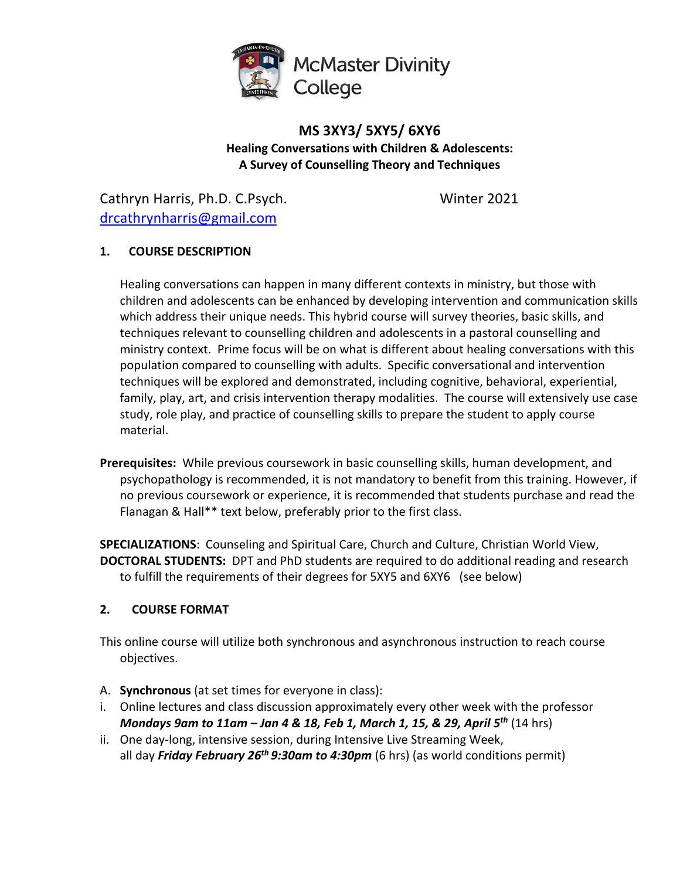McMaster Divinity College

# MS 3XY3/ 5XY5/ 6XY6

**Healing Conversations with Children & Adolescents:**
**A Survey of Counselling Theory and Techniques**

Cathryn Harris, Ph.D. C.Psych. Winter 2021
drcathrynharris@gmail.com

## 1. COURSE DESCRIPTION

Healing conversations can happen in many different contexts in ministry, but those with children and adolescents can be enhanced by developing intervention and communication skills which address their unique needs. This hybrid course will survey theories, basic skills, and techniques relevant to counselling children and adolescents in a pastoral counselling and ministry context. Prime focus will be on what is different about healing conversations with this population compared to counselling with adults. Specific conversational and intervention techniques will be explored and demonstrated, including cognitive, behavioral, experiential, family, play, art, and crisis intervention therapy modalities. The course will extensively use case study, role play, and practice of counselling skills to prepare the student to apply course material.

**Prerequisites:** While previous coursework in basic counselling skills, human development, and psychopathology is recommended, it is not mandatory to benefit from this training. However, if no previous coursework or experience, it is recommended that students purchase and read the Flanagan & Hall** text below, preferably prior to the first class.

**SPECIALIZATIONS**: Counseling and Spiritual Care, Church and Culture, Christian World View,
**DOCTORAL STUDENTS:** DPT and PhD students are required to do additional reading and research to fulfill the requirements of their degrees for 5XY5 and 6XY6 (see below)

## 2. COURSE FORMAT

This online course will utilize both synchronous and asynchronous instruction to reach course objectives.

A. **Synchronous** (at set times for everyone in class):

i. Online lectures and class discussion approximately every other week with the professor ***Mondays 9am to 11am – Jan 4 & 18, Feb 1, March 1, 15, & 29, April 5th*** (14 hrs)
ii. One day-long, intensive session, during Intensive Live Streaming Week, all day ***Friday February 26th 9:30am to 4:30pm*** (6 hrs) (as world conditions permit)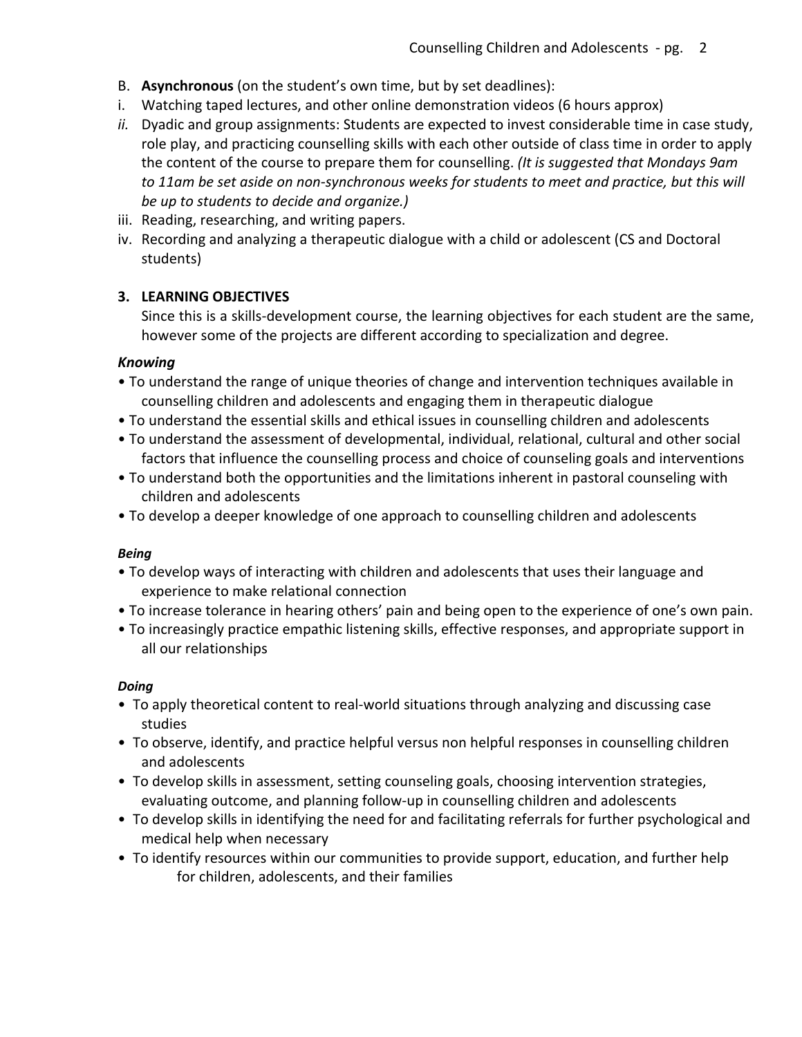B. **Asynchronous** (on the student's own time, but by set deadlines):

i. Watching taped lectures, and other online demonstration videos (6 hours approx)

*ii.* Dyadic and group assignments: Students are expected to invest considerable time in case study, role play, and practicing counselling skills with each other outside of class time in order to apply the content of the course to prepare them for counselling. *(It is suggested that Mondays 9am to 11am be set aside on non-synchronous weeks for students to meet and practice, but this will be up to students to decide and organize.)*

iii. Reading, researching, and writing papers.

iv. Recording and analyzing a therapeutic dialogue with a child or adolescent (CS and Doctoral students)

### 3. LEARNING OBJECTIVES

Since this is a skills-development course, the learning objectives for each student are the same, however some of the projects are different according to specialization and degree.

***Knowing***

- To understand the range of unique theories of change and intervention techniques available in counselling children and adolescents and engaging them in therapeutic dialogue
- To understand the essential skills and ethical issues in counselling children and adolescents
- To understand the assessment of developmental, individual, relational, cultural and other social factors that influence the counselling process and choice of counseling goals and interventions
- To understand both the opportunities and the limitations inherent in pastoral counseling with children and adolescents
- To develop a deeper knowledge of one approach to counselling children and adolescents

***Being***

- To develop ways of interacting with children and adolescents that uses their language and experience to make relational connection
- To increase tolerance in hearing others' pain and being open to the experience of one's own pain.
- To increasingly practice empathic listening skills, effective responses, and appropriate support in all our relationships

***Doing***

- To apply theoretical content to real-world situations through analyzing and discussing case studies
- To observe, identify, and practice helpful versus non helpful responses in counselling children and adolescents
- To develop skills in assessment, setting counseling goals, choosing intervention strategies, evaluating outcome, and planning follow-up in counselling children and adolescents
- To develop skills in identifying the need for and facilitating referrals for further psychological and medical help when necessary
- To identify resources within our communities to provide support, education, and further help for children, adolescents, and their families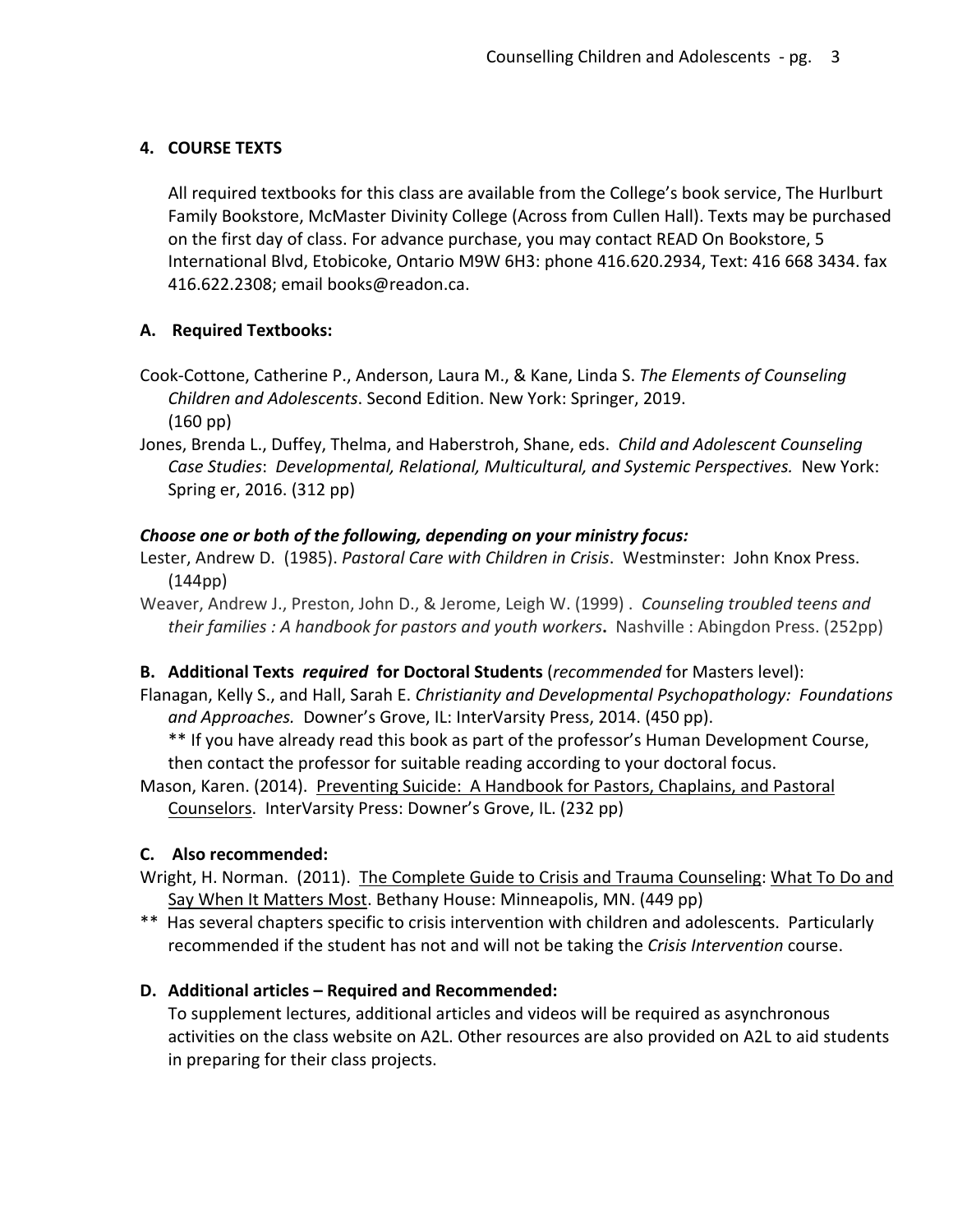## 4. COURSE TEXTS

All required textbooks for this class are available from the College's book service, The Hurlburt Family Bookstore, McMaster Divinity College (Across from Cullen Hall). Texts may be purchased on the first day of class. For advance purchase, you may contact READ On Bookstore, 5 International Blvd, Etobicoke, Ontario M9W 6H3: phone 416.620.2934, Text: 416 668 3434. fax 416.622.2308; email books@readon.ca.

### A. Required Textbooks:

Cook-Cottone, Catherine P., Anderson, Laura M., & Kane, Linda S. *The Elements of Counseling Children and Adolescents*. Second Edition. New York: Springer, 2019. (160 pp)

Jones, Brenda L., Duffey, Thelma, and Haberstroh, Shane, eds. *Child and Adolescent Counseling Case Studies*: *Developmental, Relational, Multicultural, and Systemic Perspectives.* New York: Spring er, 2016. (312 pp)

***Choose one or both of the following, depending on your ministry focus:***

Lester, Andrew D. (1985). *Pastoral Care with Children in Crisis*. Westminster: John Knox Press. (144pp)

Weaver, Andrew J., Preston, John D., & Jerome, Leigh W. (1999) . *Counseling troubled teens and their families : A handbook for pastors and youth workers***.** Nashville : Abingdon Press. (252pp)

### B. Additional Texts *required* for Doctoral Students (*recommended* for Masters level):

Flanagan, Kelly S., and Hall, Sarah E. *Christianity and Developmental Psychopathology: Foundations and Approaches.* Downer's Grove, IL: InterVarsity Press, 2014. (450 pp).
** If you have already read this book as part of the professor's Human Development Course, then contact the professor for suitable reading according to your doctoral focus.

Mason, Karen. (2014). Preventing Suicide: A Handbook for Pastors, Chaplains, and Pastoral Counselors. InterVarsity Press: Downer's Grove, IL. (232 pp)

### C. Also recommended:

Wright, H. Norman. (2011). The Complete Guide to Crisis and Trauma Counseling: What To Do and Say When It Matters Most. Bethany House: Minneapolis, MN. (449 pp)

** Has several chapters specific to crisis intervention with children and adolescents. Particularly recommended if the student has not and will not be taking the *Crisis Intervention* course.

### D. Additional articles – Required and Recommended:

To supplement lectures, additional articles and videos will be required as asynchronous activities on the class website on A2L. Other resources are also provided on A2L to aid students in preparing for their class projects.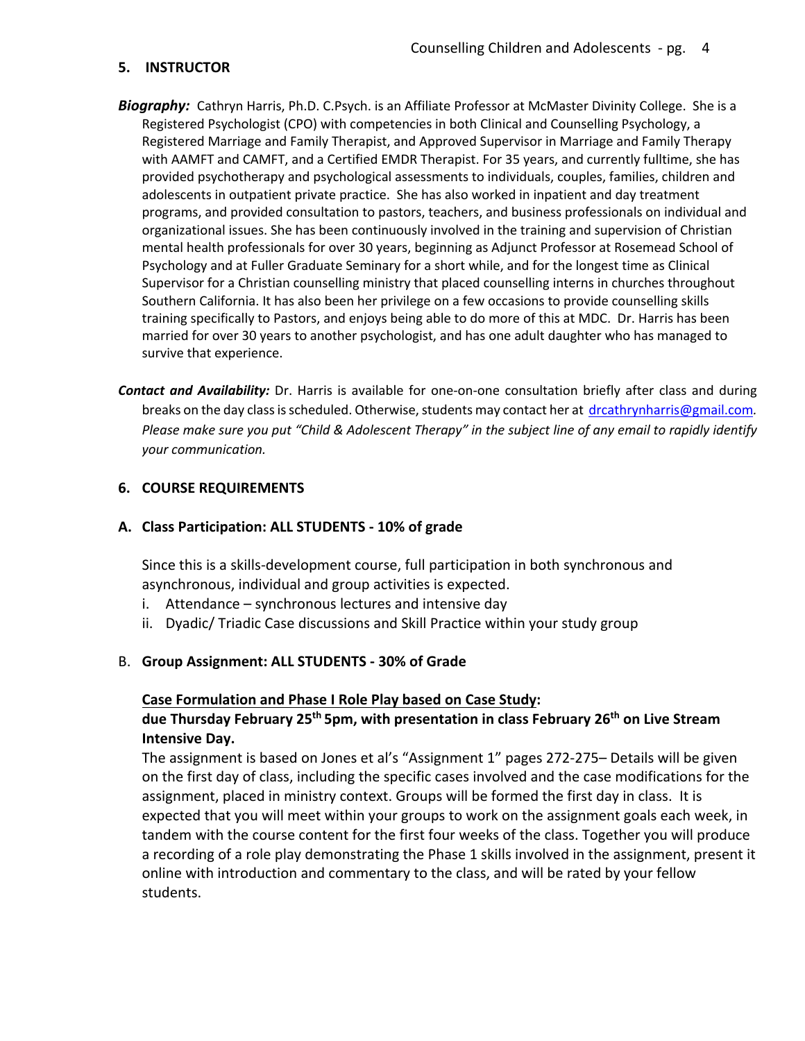## 5. INSTRUCTOR

***Biography:*** Cathryn Harris, Ph.D. C.Psych. is an Affiliate Professor at McMaster Divinity College. She is a Registered Psychologist (CPO) with competencies in both Clinical and Counselling Psychology, a Registered Marriage and Family Therapist, and Approved Supervisor in Marriage and Family Therapy with AAMFT and CAMFT, and a Certified EMDR Therapist. For 35 years, and currently fulltime, she has provided psychotherapy and psychological assessments to individuals, couples, families, children and adolescents in outpatient private practice. She has also worked in inpatient and day treatment programs, and provided consultation to pastors, teachers, and business professionals on individual and organizational issues. She has been continuously involved in the training and supervision of Christian mental health professionals for over 30 years, beginning as Adjunct Professor at Rosemead School of Psychology and at Fuller Graduate Seminary for a short while, and for the longest time as Clinical Supervisor for a Christian counselling ministry that placed counselling interns in churches throughout Southern California. It has also been her privilege on a few occasions to provide counselling skills training specifically to Pastors, and enjoys being able to do more of this at MDC. Dr. Harris has been married for over 30 years to another psychologist, and has one adult daughter who has managed to survive that experience.

***Contact and Availability:*** Dr. Harris is available for one-on-one consultation briefly after class and during breaks on the day class is scheduled. Otherwise, students may contact her at drcathrynharris@gmail.com. *Please make sure you put "Child & Adolescent Therapy" in the subject line of any email to rapidly identify your communication.*

## 6. COURSE REQUIREMENTS

### A. Class Participation: ALL STUDENTS - 10% of grade

Since this is a skills-development course, full participation in both synchronous and asynchronous, individual and group activities is expected.

i. Attendance – synchronous lectures and intensive day
ii. Dyadic/ Triadic Case discussions and Skill Practice within your study group

### B. Group Assignment: ALL STUDENTS - 30% of Grade

**Case Formulation and Phase I Role Play based on Case Study:**
**due Thursday February 25th 5pm, with presentation in class February 26th on Live Stream Intensive Day.**

The assignment is based on Jones et al's "Assignment 1" pages 272-275– Details will be given on the first day of class, including the specific cases involved and the case modifications for the assignment, placed in ministry context. Groups will be formed the first day in class. It is expected that you will meet within your groups to work on the assignment goals each week, in tandem with the course content for the first four weeks of the class. Together you will produce a recording of a role play demonstrating the Phase 1 skills involved in the assignment, present it online with introduction and commentary to the class, and will be rated by your fellow students.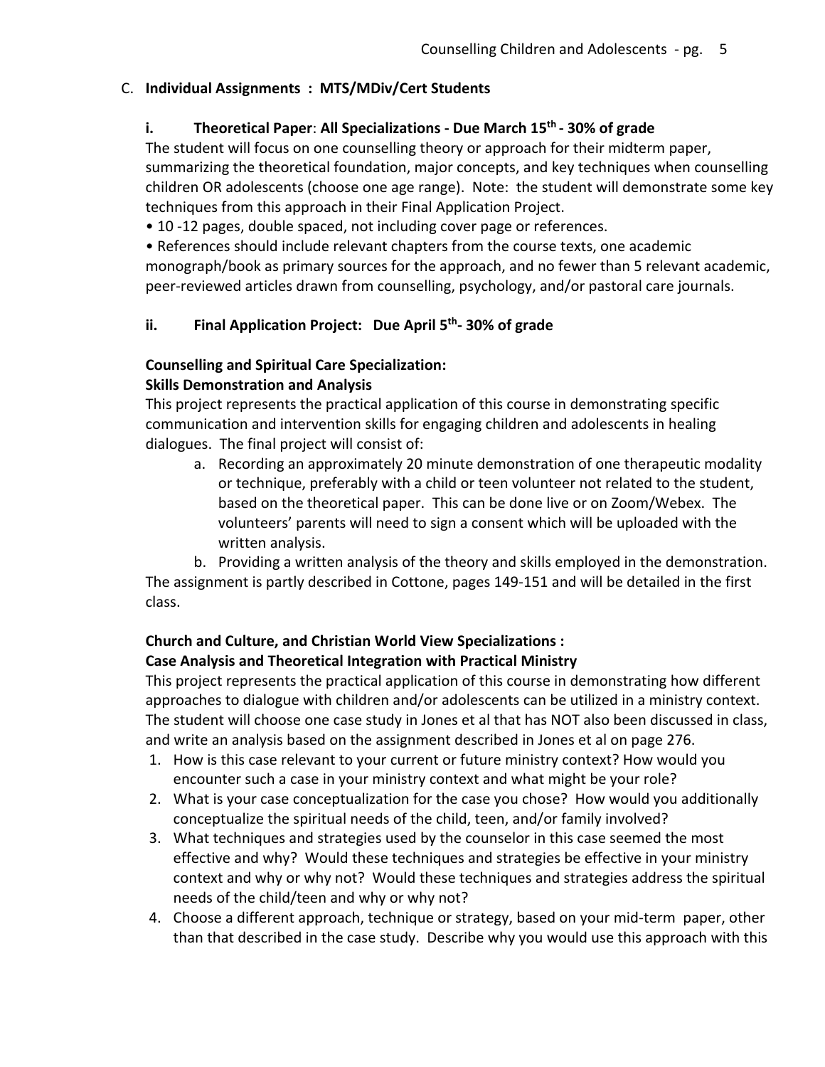C. **Individual Assignments : MTS/MDiv/Cert Students**

**i. Theoretical Paper**: **All Specializations - Due March 15th - 30% of grade**

The student will focus on one counselling theory or approach for their midterm paper, summarizing the theoretical foundation, major concepts, and key techniques when counselling children OR adolescents (choose one age range). Note: the student will demonstrate some key techniques from this approach in their Final Application Project.

- 10 -12 pages, double spaced, not including cover page or references.
- References should include relevant chapters from the course texts, one academic monograph/book as primary sources for the approach, and no fewer than 5 relevant academic, peer-reviewed articles drawn from counselling, psychology, and/or pastoral care journals.

**ii. Final Application Project: Due April 5th- 30% of grade**

**Counselling and Spiritual Care Specialization:**
**Skills Demonstration and Analysis**

This project represents the practical application of this course in demonstrating specific communication and intervention skills for engaging children and adolescents in healing dialogues. The final project will consist of:

a. Recording an approximately 20 minute demonstration of one therapeutic modality or technique, preferably with a child or teen volunteer not related to the student, based on the theoretical paper. This can be done live or on Zoom/Webex. The volunteers' parents will need to sign a consent which will be uploaded with the written analysis.
b. Providing a written analysis of the theory and skills employed in the demonstration.

The assignment is partly described in Cottone, pages 149-151 and will be detailed in the first class.

**Church and Culture, and Christian World View Specializations :**
**Case Analysis and Theoretical Integration with Practical Ministry**

This project represents the practical application of this course in demonstrating how different approaches to dialogue with children and/or adolescents can be utilized in a ministry context. The student will choose one case study in Jones et al that has NOT also been discussed in class, and write an analysis based on the assignment described in Jones et al on page 276.

1. How is this case relevant to your current or future ministry context? How would you encounter such a case in your ministry context and what might be your role?
2. What is your case conceptualization for the case you chose? How would you additionally conceptualize the spiritual needs of the child, teen, and/or family involved?
3. What techniques and strategies used by the counselor in this case seemed the most effective and why? Would these techniques and strategies be effective in your ministry context and why or why not? Would these techniques and strategies address the spiritual needs of the child/teen and why or why not?
4. Choose a different approach, technique or strategy, based on your mid-term paper, other than that described in the case study. Describe why you would use this approach with this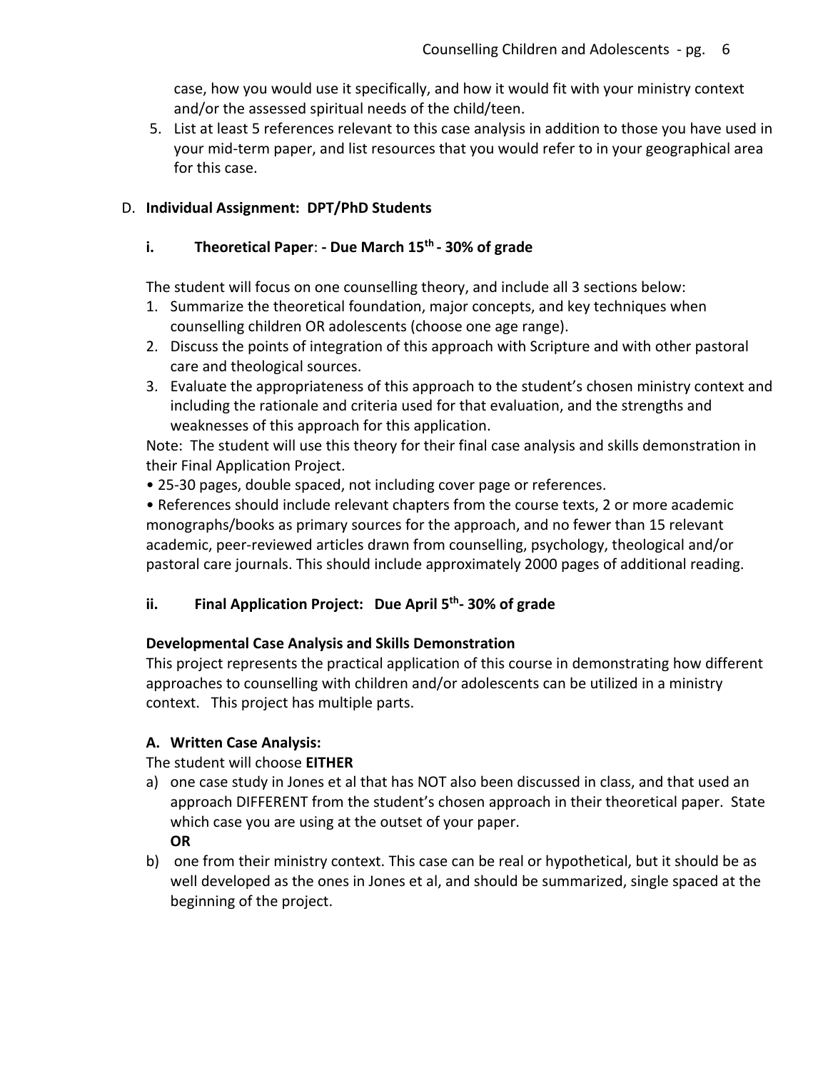case, how you would use it specifically, and how it would fit with your ministry context and/or the assessed spiritual needs of the child/teen.

5. List at least 5 references relevant to this case analysis in addition to those you have used in your mid-term paper, and list resources that you would refer to in your geographical area for this case.

D. **Individual Assignment: DPT/PhD Students**

**i. Theoretical Paper: - Due March 15th - 30% of grade**

The student will focus on one counselling theory, and include all 3 sections below:

1. Summarize the theoretical foundation, major concepts, and key techniques when counselling children OR adolescents (choose one age range).
2. Discuss the points of integration of this approach with Scripture and with other pastoral care and theological sources.
3. Evaluate the appropriateness of this approach to the student's chosen ministry context and including the rationale and criteria used for that evaluation, and the strengths and weaknesses of this approach for this application.

Note: The student will use this theory for their final case analysis and skills demonstration in their Final Application Project.

- 25-30 pages, double spaced, not including cover page or references.
- References should include relevant chapters from the course texts, 2 or more academic monographs/books as primary sources for the approach, and no fewer than 15 relevant academic, peer-reviewed articles drawn from counselling, psychology, theological and/or pastoral care journals. This should include approximately 2000 pages of additional reading.

**ii. Final Application Project: Due April 5th- 30% of grade**

**Developmental Case Analysis and Skills Demonstration**

This project represents the practical application of this course in demonstrating how different approaches to counselling with children and/or adolescents can be utilized in a ministry context. This project has multiple parts.

**A. Written Case Analysis:**

The student will choose **EITHER**

a) one case study in Jones et al that has NOT also been discussed in class, and that used an approach DIFFERENT from the student's chosen approach in their theoretical paper. State which case you are using at the outset of your paper.

**OR**

b) one from their ministry context. This case can be real or hypothetical, but it should be as well developed as the ones in Jones et al, and should be summarized, single spaced at the beginning of the project.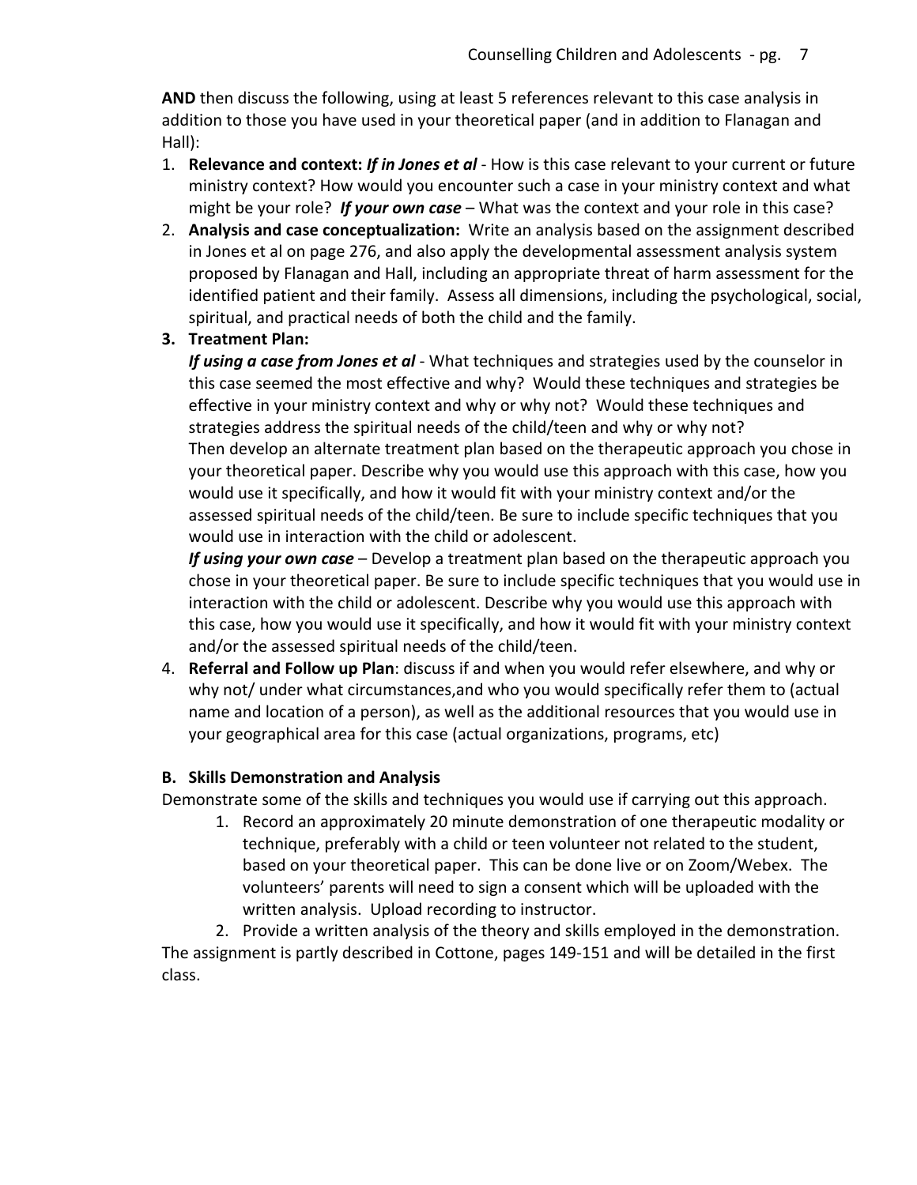**AND** then discuss the following, using at least 5 references relevant to this case analysis in addition to those you have used in your theoretical paper (and in addition to Flanagan and Hall):

1. **Relevance and context:** ***If in Jones et al*** - How is this case relevant to your current or future ministry context? How would you encounter such a case in your ministry context and what might be your role? ***If your own case*** – What was the context and your role in this case?
2. **Analysis and case conceptualization:** Write an analysis based on the assignment described in Jones et al on page 276, and also apply the developmental assessment analysis system proposed by Flanagan and Hall, including an appropriate threat of harm assessment for the identified patient and their family. Assess all dimensions, including the psychological, social, spiritual, and practical needs of both the child and the family.
3. **Treatment Plan:**
   ***If using a case from Jones et al*** - What techniques and strategies used by the counselor in this case seemed the most effective and why? Would these techniques and strategies be effective in your ministry context and why or why not? Would these techniques and strategies address the spiritual needs of the child/teen and why or why not?
   Then develop an alternate treatment plan based on the therapeutic approach you chose in your theoretical paper. Describe why you would use this approach with this case, how you would use it specifically, and how it would fit with your ministry context and/or the assessed spiritual needs of the child/teen. Be sure to include specific techniques that you would use in interaction with the child or adolescent.
   ***If using your own case*** – Develop a treatment plan based on the therapeutic approach you chose in your theoretical paper. Be sure to include specific techniques that you would use in interaction with the child or adolescent. Describe why you would use this approach with this case, how you would use it specifically, and how it would fit with your ministry context and/or the assessed spiritual needs of the child/teen.
4. **Referral and Follow up Plan**: discuss if and when you would refer elsewhere, and why or why not/ under what circumstances,and who you would specifically refer them to (actual name and location of a person), as well as the additional resources that you would use in your geographical area for this case (actual organizations, programs, etc)

### B. Skills Demonstration and Analysis

Demonstrate some of the skills and techniques you would use if carrying out this approach.

1. Record an approximately 20 minute demonstration of one therapeutic modality or technique, preferably with a child or teen volunteer not related to the student, based on your theoretical paper. This can be done live or on Zoom/Webex. The volunteers' parents will need to sign a consent which will be uploaded with the written analysis. Upload recording to instructor.
2. Provide a written analysis of the theory and skills employed in the demonstration.

The assignment is partly described in Cottone, pages 149-151 and will be detailed in the first class.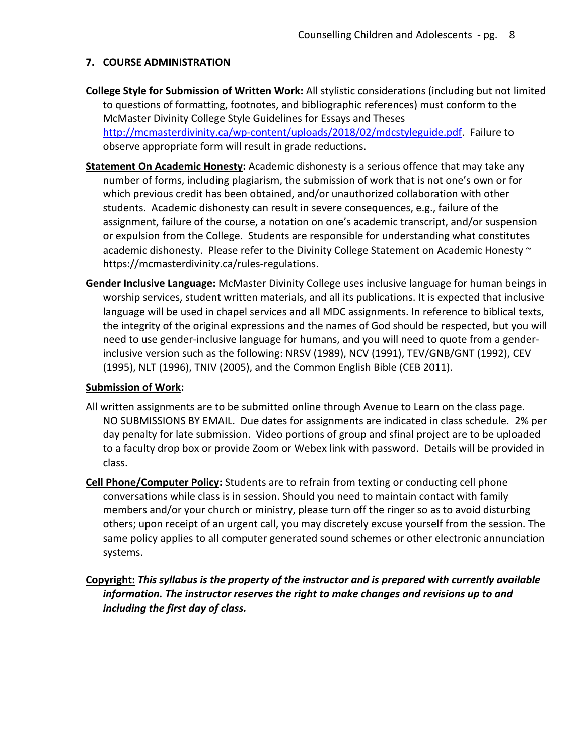## 7. COURSE ADMINISTRATION

**College Style for Submission of Written Work:** All stylistic considerations (including but not limited to questions of formatting, footnotes, and bibliographic references) must conform to the McMaster Divinity College Style Guidelines for Essays and Theses [http://mcmasterdivinity.ca/wp-content/uploads/2018/02/mdcstyleguide.pdf](http://mcmasterdivinity.ca/wp-content/uploads/2018/02/mdcstyleguide.pdf). Failure to observe appropriate form will result in grade reductions.

**Statement On Academic Honesty:** Academic dishonesty is a serious offence that may take any number of forms, including plagiarism, the submission of work that is not one's own or for which previous credit has been obtained, and/or unauthorized collaboration with other students. Academic dishonesty can result in severe consequences, e.g., failure of the assignment, failure of the course, a notation on one's academic transcript, and/or suspension or expulsion from the College. Students are responsible for understanding what constitutes academic dishonesty. Please refer to the Divinity College Statement on Academic Honesty ~ https://mcmasterdivinity.ca/rules-regulations.

**Gender Inclusive Language:** McMaster Divinity College uses inclusive language for human beings in worship services, student written materials, and all its publications. It is expected that inclusive language will be used in chapel services and all MDC assignments. In reference to biblical texts, the integrity of the original expressions and the names of God should be respected, but you will need to use gender-inclusive language for humans, and you will need to quote from a gender-inclusive version such as the following: NRSV (1989), NCV (1991), TEV/GNB/GNT (1992), CEV (1995), NLT (1996), TNIV (2005), and the Common English Bible (CEB 2011).

**Submission of Work:**

All written assignments are to be submitted online through Avenue to Learn on the class page. NO SUBMISSIONS BY EMAIL. Due dates for assignments are indicated in class schedule. 2% per day penalty for late submission. Video portions of group and sfinal project are to be uploaded to a faculty drop box or provide Zoom or Webex link with password. Details will be provided in class.

**Cell Phone/Computer Policy:** Students are to refrain from texting or conducting cell phone conversations while class is in session. Should you need to maintain contact with family members and/or your church or ministry, please turn off the ringer so as to avoid disturbing others; upon receipt of an urgent call, you may discretely excuse yourself from the session. The same policy applies to all computer generated sound schemes or other electronic annunciation systems.

**Copyright:** ***This syllabus is the property of the instructor and is prepared with currently available information. The instructor reserves the right to make changes and revisions up to and including the first day of class.***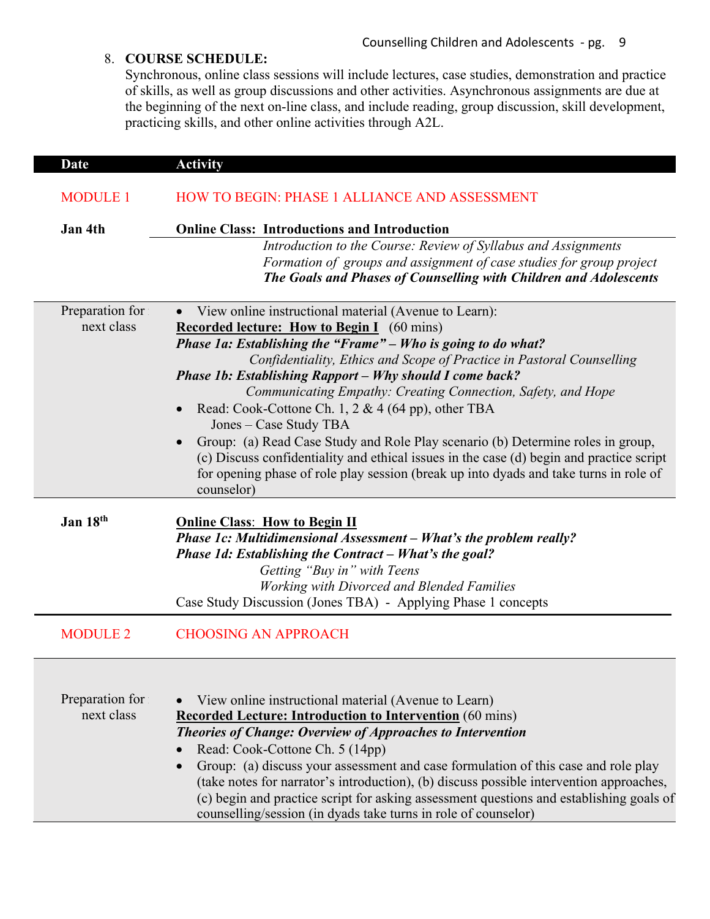8. **COURSE SCHEDULE:**
Synchronous, online class sessions will include lectures, case studies, demonstration and practice of skills, as well as group discussions and other activities. Asynchronous assignments are due at the beginning of the next on-line class, and include reading, group discussion, skill development, practicing skills, and other online activities through A2L.

| Date | Activity |
|---|---|
| MODULE 1 | HOW TO BEGIN: PHASE 1 ALLIANCE AND ASSESSMENT |
| **Jan 4th** | **Online Class: Introductions and Introduction**<br>*Introduction to the Course: Review of Syllabus and Assignments*<br>*Formation of groups and assignment of case studies for group project*<br>***The Goals and Phases of Counselling with Children and Adolescents*** |
| Preparation for next class | • View online instructional material (Avenue to Learn):<br>**Recorded lecture: How to Begin I** (60 mins)<br>***Phase 1a: Establishing the "Frame" – Who is going to do what?***<br>*Confidentiality, Ethics and Scope of Practice in Pastoral Counselling*<br>***Phase 1b: Establishing Rapport – Why should I come back?***<br>*Communicating Empathy: Creating Connection, Safety, and Hope*<br>• Read: Cook-Cottone Ch. 1, 2 & 4 (64 pp), other TBA<br>Jones – Case Study TBA<br>• Group: (a) Read Case Study and Role Play scenario (b) Determine roles in group, (c) Discuss confidentiality and ethical issues in the case (d) begin and practice script for opening phase of role play session (break up into dyads and take turns in role of counselor) |
| **Jan 18th** | **Online Class: How to Begin II**<br>***Phase 1c: Multidimensional Assessment – What's the problem really?***<br>***Phase 1d: Establishing the Contract – What's the goal?***<br>*Getting "Buy in" with Teens*<br>*Working with Divorced and Blended Families*<br>Case Study Discussion (Jones TBA) - Applying Phase 1 concepts |
| MODULE 2 | CHOOSING AN APPROACH |
| Preparation for next class | • View online instructional material (Avenue to Learn)<br>**Recorded Lecture: Introduction to Intervention** (60 mins)<br>***Theories of Change: Overview of Approaches to Intervention***<br>• Read: Cook-Cottone Ch. 5 (14pp)<br>• Group: (a) discuss your assessment and case formulation of this case and role play (take notes for narrator's introduction), (b) discuss possible intervention approaches, (c) begin and practice script for asking assessment questions and establishing goals of counselling/session (in dyads take turns in role of counselor) |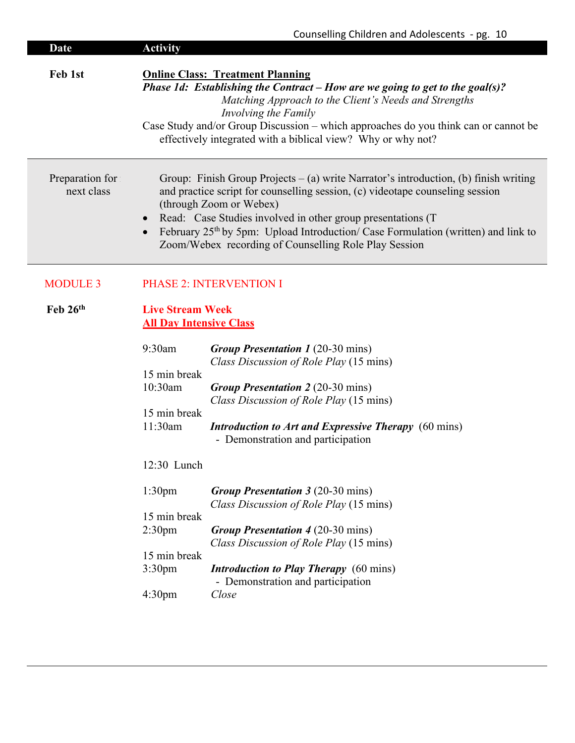| Date | Activity |
|---|---|
| **Feb 1st** | **Online Class: Treatment Planning**<br>***Phase 1d: Establishing the Contract – How are we going to get to the goal(s)?***<br>*Matching Approach to the Client's Needs and Strengths*<br>*Involving the Family*<br>Case Study and/or Group Discussion – which approaches do you think can or cannot be effectively integrated with a biblical view? Why or why not? |
| Preparation for next class | Group: Finish Group Projects – (a) write Narrator's introduction, (b) finish writing and practice script for counselling session, (c) videotape counseling session (through Zoom or Webex)<br>• Read: Case Studies involved in other group presentations (T<br>• February 25th by 5pm: Upload Introduction/ Case Formulation (written) and link to Zoom/Webex recording of Counselling Role Play Session |
| MODULE 3 | PHASE 2: INTERVENTION I |
| **Feb 26th** | **Live Stream Week**<br>**All Day Intensive Class** |

| Time | Activity |
|---|---|
| 9:30am | ***Group Presentation 1*** (20-30 mins)<br>*Class Discussion of Role Play* (15 mins) |
| 15 min break | |
| 10:30am | ***Group Presentation 2*** (20-30 mins)<br>*Class Discussion of Role Play* (15 mins) |
| 15 min break | |
| 11:30am | ***Introduction to Art and Expressive Therapy*** (60 mins)<br>- Demonstration and participation |
| 12:30 Lunch | |
| 1:30pm | ***Group Presentation 3*** (20-30 mins)<br>*Class Discussion of Role Play* (15 mins) |
| 15 min break | |
| 2:30pm | ***Group Presentation 4*** (20-30 mins)<br>*Class Discussion of Role Play* (15 mins) |
| 15 min break | |
| 3:30pm | ***Introduction to Play Therapy*** (60 mins)<br>- Demonstration and participation |
| 4:30pm | *Close* |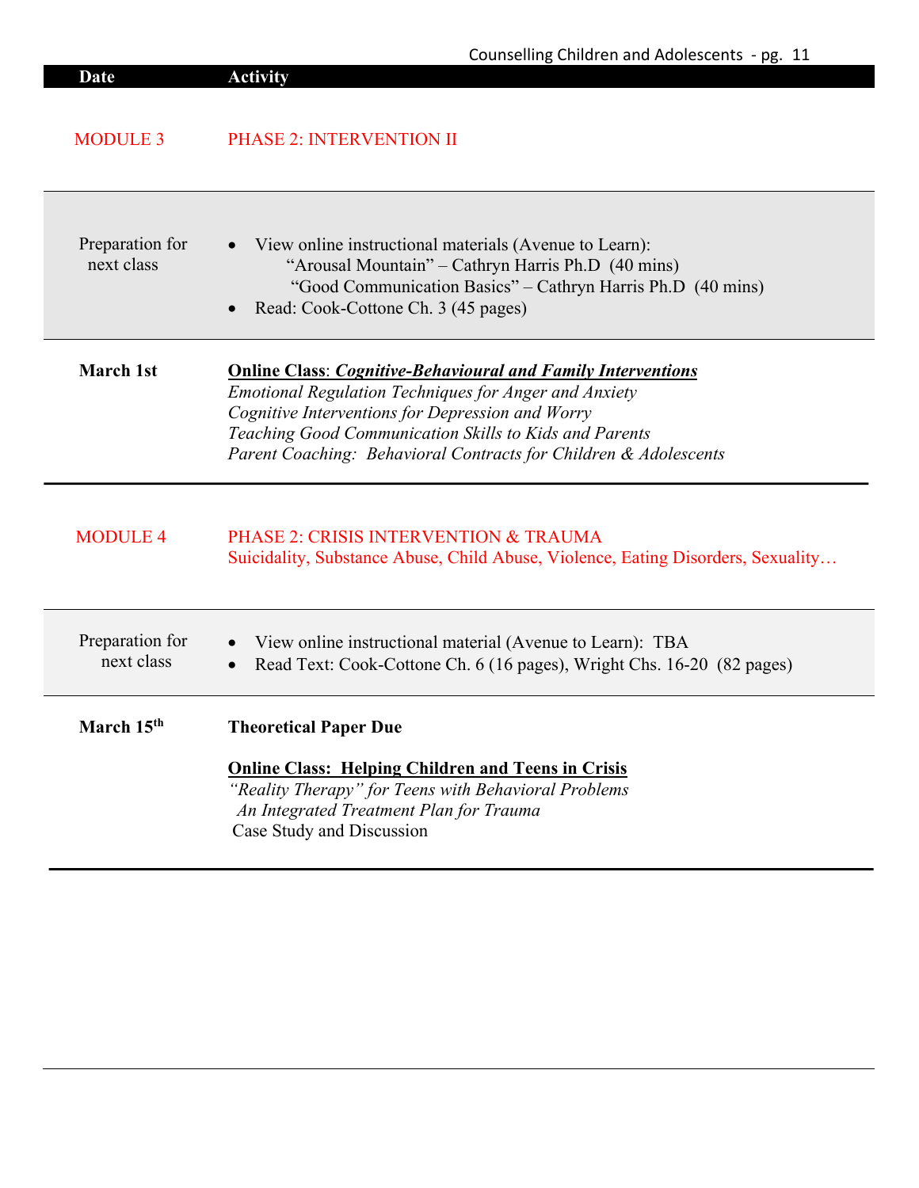| Date | Activity |
|---|---|
| MODULE 3 | PHASE 2: INTERVENTION II |
| Preparation for next class | • View online instructional materials (Avenue to Learn):<br>"Arousal Mountain" – Cathryn Harris Ph.D (40 mins)<br>"Good Communication Basics" – Cathryn Harris Ph.D (40 mins)<br>• Read: Cook-Cottone Ch. 3 (45 pages) |
| **March 1st** | **Online Class**: ***Cognitive-Behavioural and Family Interventions***<br>*Emotional Regulation Techniques for Anger and Anxiety*<br>*Cognitive Interventions for Depression and Worry*<br>*Teaching Good Communication Skills to Kids and Parents*<br>*Parent Coaching: Behavioral Contracts for Children & Adolescents* |
| MODULE 4 | PHASE 2: CRISIS INTERVENTION & TRAUMA<br>Suicidality, Substance Abuse, Child Abuse, Violence, Eating Disorders, Sexuality… |
| Preparation for next class | • View online instructional material (Avenue to Learn): TBA<br>• Read Text: Cook-Cottone Ch. 6 (16 pages), Wright Chs. 16-20 (82 pages) |
| **March 15th** | **Theoretical Paper Due**<br><br>**Online Class: Helping Children and Teens in Crisis**<br>*"Reality Therapy" for Teens with Behavioral Problems*<br>*An Integrated Treatment Plan for Trauma*<br>Case Study and Discussion |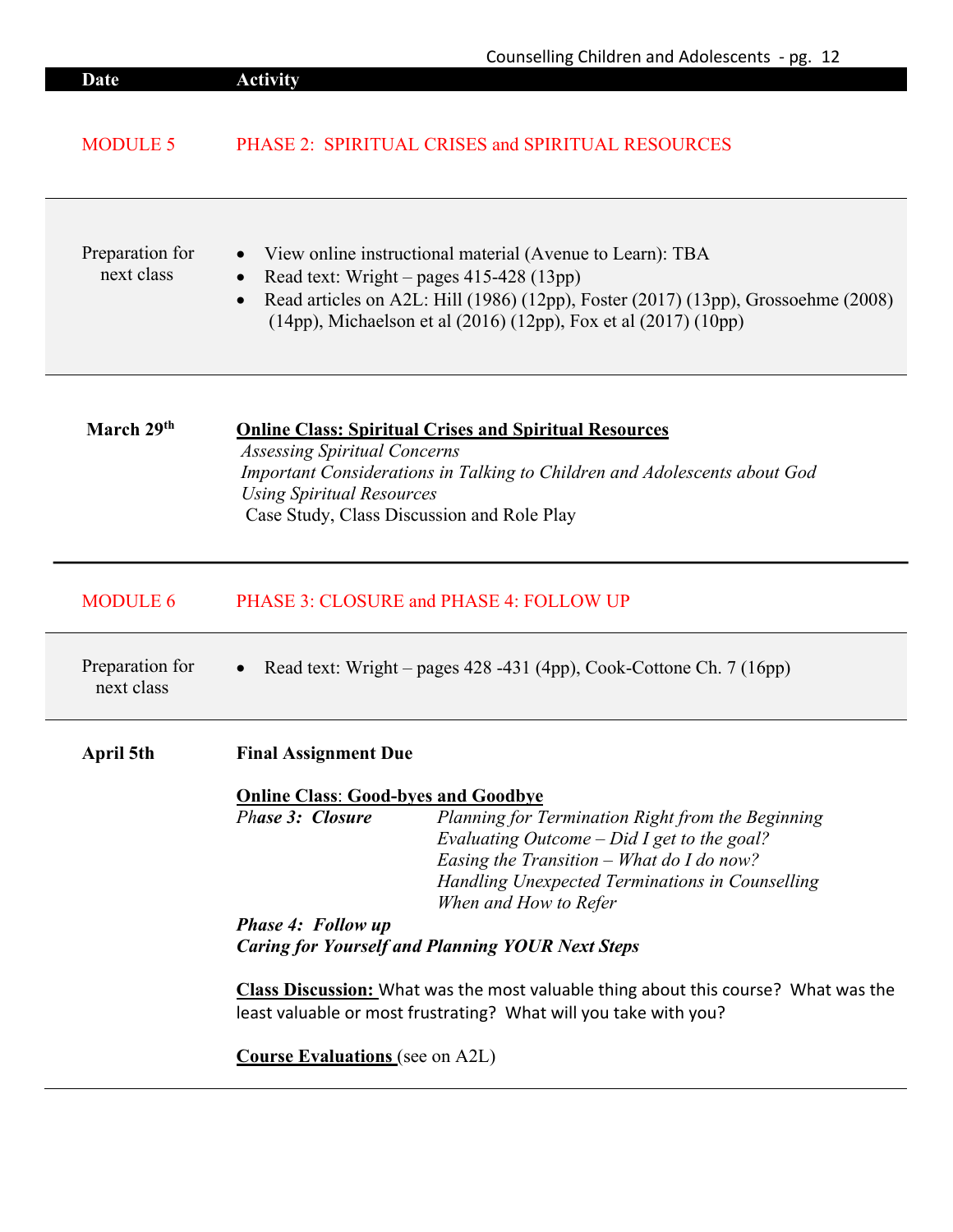| Date | Activity |
|---|---|
| MODULE 5 | PHASE 2: SPIRITUAL CRISES and SPIRITUAL RESOURCES |
| Preparation for next class | • View online instructional material (Avenue to Learn): TBA<br>• Read text: Wright – pages 415-428 (13pp)<br>• Read articles on A2L: Hill (1986) (12pp), Foster (2017) (13pp), Grossoehme (2008) (14pp), Michaelson et al (2016) (12pp), Fox et al (2017) (10pp) |
| **March 29th** | **<u>Online Class: Spiritual Crises and Spiritual Resources</u>**<br>*Assessing Spiritual Concerns*<br>*Important Considerations in Talking to Children and Adolescents about God*<br>*Using Spiritual Resources*<br>Case Study, Class Discussion and Role Play |
| MODULE 6 | PHASE 3: CLOSURE and PHASE 4: FOLLOW UP |
| Preparation for next class | • Read text: Wright – pages 428 -431 (4pp), Cook-Cottone Ch. 7 (16pp) |
| **April 5th** | **Final Assignment Due**<br><br>**<u>Online Class</u>: <u>Good-byes and Goodbye</u>**<br>***Phase 3: Closure*** *Planning for Termination Right from the Beginning*<br>*Evaluating Outcome – Did I get to the goal?*<br>*Easing the Transition – What do I do now?*<br>*Handling Unexpected Terminations in Counselling*<br>*When and How to Refer*<br>***Phase 4: Follow up***<br>***Caring for Yourself and Planning YOUR Next Steps***<br><br>**<u>Class Discussion:</u>** What was the most valuable thing about this course? What was the least valuable or most frustrating? What will you take with you?<br><br>**<u>Course Evaluations</u>** (see on A2L) |